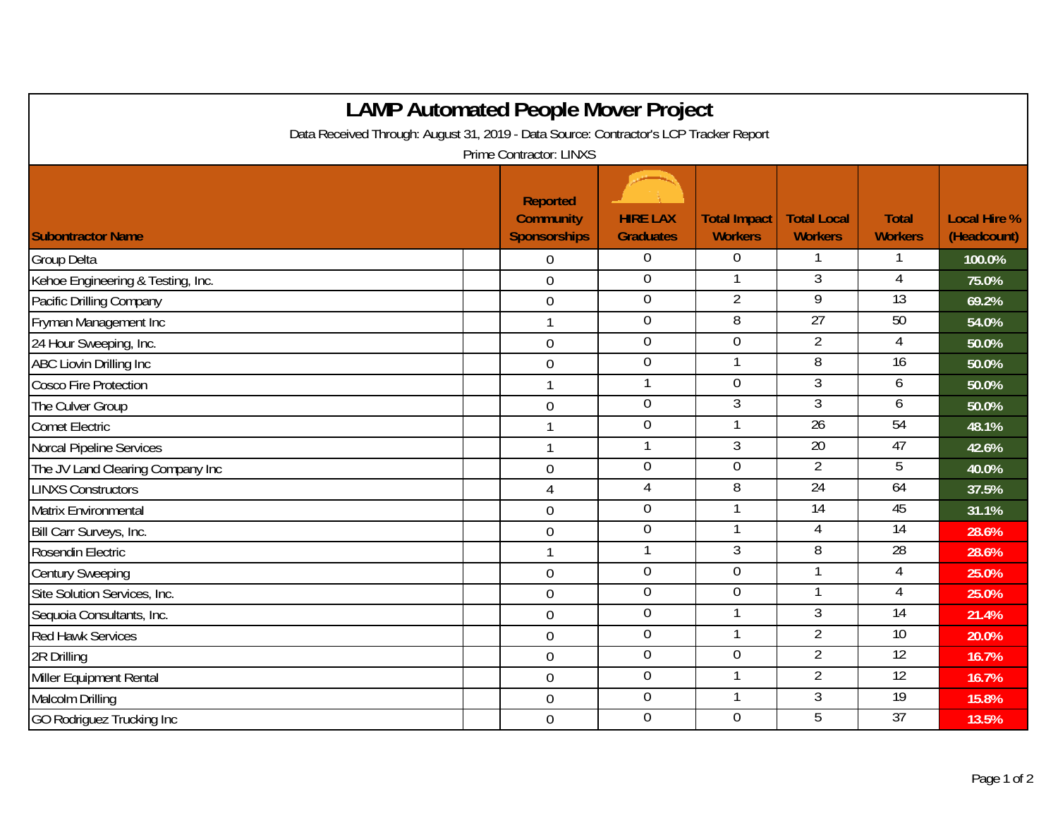# LAMP Automated People Mover Project

Data Received Through: August 31, 2019 - Data Source: Contractor's LCP Tracker Report

Prime Contractor: LINXS

| Subontractor Name | Reported Community Sponsorships | HIRE LAX Graduates | Total Impact Workers | Total Local Workers | Total Workers | Local Hire % (Headcount) |
|---|---|---|---|---|---|---|
| Group Delta | 0 | 0 | 0 | 1 | 1 | 100.0% |
| Kehoe Engineering & Testing, Inc. | 0 | 0 | 1 | 3 | 4 | 75.0% |
| Pacific Drilling Company | 0 | 0 | 2 | 9 | 13 | 69.2% |
| Fryman Management Inc | 1 | 0 | 8 | 27 | 50 | 54.0% |
| 24 Hour Sweeping, Inc. | 0 | 0 | 0 | 2 | 4 | 50.0% |
| ABC Liovin Drilling Inc | 0 | 0 | 1 | 8 | 16 | 50.0% |
| Cosco Fire Protection | 1 | 1 | 0 | 3 | 6 | 50.0% |
| The Culver Group | 0 | 0 | 3 | 3 | 6 | 50.0% |
| Comet Electric | 1 | 0 | 1 | 26 | 54 | 48.1% |
| Norcal Pipeline Services | 1 | 1 | 3 | 20 | 47 | 42.6% |
| The JV Land Clearing Company Inc | 0 | 0 | 0 | 2 | 5 | 40.0% |
| LINXS Constructors | 4 | 4 | 8 | 24 | 64 | 37.5% |
| Matrix Environmental | 0 | 0 | 1 | 14 | 45 | 31.1% |
| Bill Carr Surveys, Inc. | 0 | 0 | 1 | 4 | 14 | 28.6% |
| Rosendin Electric | 1 | 1 | 3 | 8 | 28 | 28.6% |
| Century Sweeping | 0 | 0 | 0 | 1 | 4 | 25.0% |
| Site Solution Services, Inc. | 0 | 0 | 0 | 1 | 4 | 25.0% |
| Sequoia Consultants, Inc. | 0 | 0 | 1 | 3 | 14 | 21.4% |
| Red Hawk Services | 0 | 0 | 1 | 2 | 10 | 20.0% |
| 2R Drilling | 0 | 0 | 0 | 2 | 12 | 16.7% |
| Miller Equipment Rental | 0 | 0 | 1 | 2 | 12 | 16.7% |
| Malcolm Drilling | 0 | 0 | 1 | 3 | 19 | 15.8% |
| GO Rodriguez Trucking Inc | 0 | 0 | 0 | 5 | 37 | 13.5% |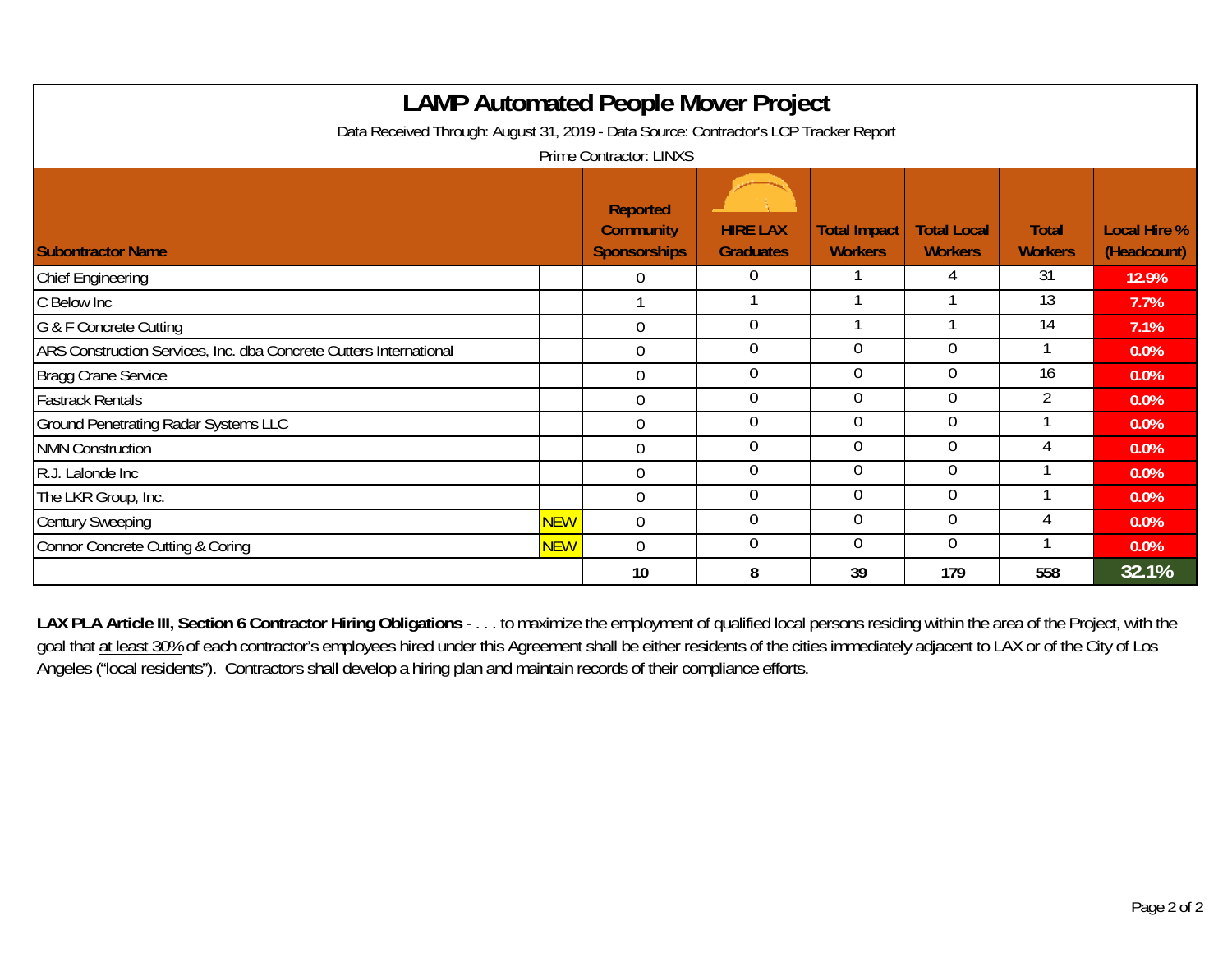# LAMP Automated People Mover Project

Data Received Through: August 31, 2019 - Data Source: Contractor's LCP Tracker Report

Prime Contractor: LINXS

| Subcontractor Name | | Reported Community Sponsorships | HIRE LAX Graduates | Total Impact Workers | Total Local Workers | Total Workers | Local Hire % (Headcount) |
|---|---|---|---|---|---|---|---|
| Chief Engineering | | 0 | 0 | 1 | 4 | 31 | 12.9% |
| C Below Inc | | 1 | 1 | 1 | 1 | 13 | 7.7% |
| G & F Concrete Cutting | | 0 | 0 | 1 | 1 | 14 | 7.1% |
| ARS Construction Services, Inc. dba Concrete Cutters International | | 0 | 0 | 0 | 0 | 1 | 0.0% |
| Bragg Crane Service | | 0 | 0 | 0 | 0 | 16 | 0.0% |
| Fastrack Rentals | | 0 | 0 | 0 | 0 | 2 | 0.0% |
| Ground Penetrating Radar Systems LLC | | 0 | 0 | 0 | 0 | 1 | 0.0% |
| NMN Construction | | 0 | 0 | 0 | 0 | 4 | 0.0% |
| R.J. Lalonde Inc | | 0 | 0 | 0 | 0 | 1 | 0.0% |
| The LKR Group, Inc. | | 0 | 0 | 0 | 0 | 1 | 0.0% |
| Century Sweeping | NEW | 0 | 0 | 0 | 0 | 4 | 0.0% |
| Connor Concrete Cutting & Coring | NEW | 0 | 0 | 0 | 0 | 1 | 0.0% |
| | | 10 | 8 | 39 | 179 | 558 | 32.1% |

**LAX PLA Article III, Section 6 Contractor Hiring Obligations** - . . . to maximize the employment of qualified local persons residing within the area of the Project, with the goal that at least 30% of each contractor's employees hired under this Agreement shall be either residents of the cities immediately adjacent to LAX or of the City of Los Angeles ("local residents"). Contractors shall develop a hiring plan and maintain records of their compliance efforts.